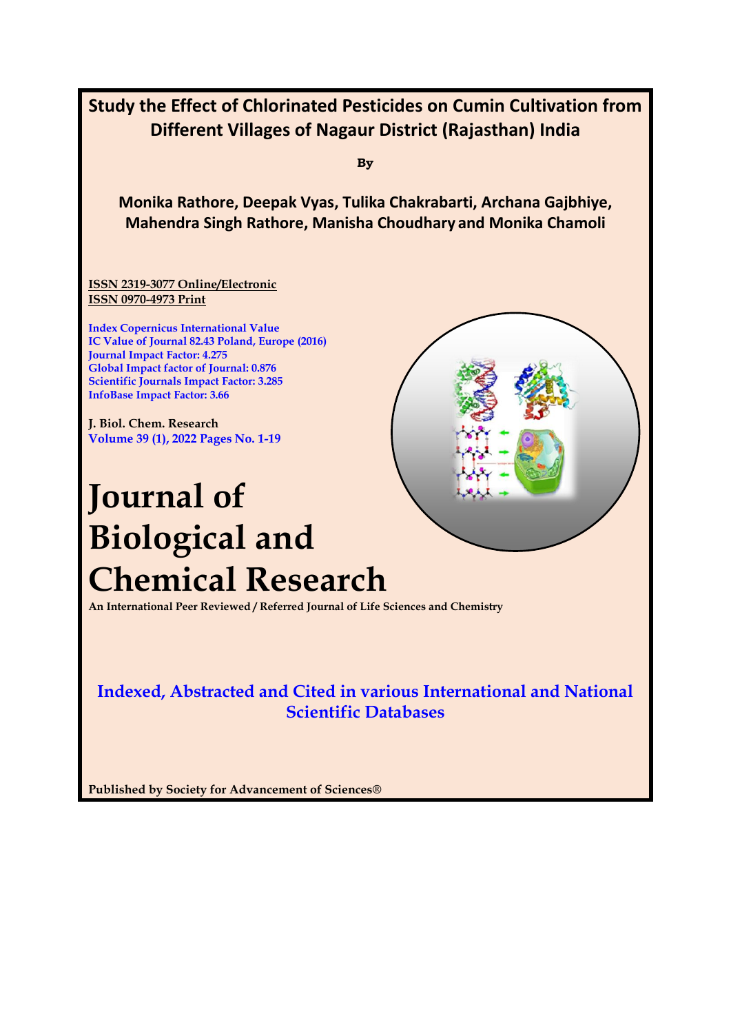# Study the Effect of Chlorinated Pesticides on Cumin Cultivation from Different Villages of Nagaur District (Rajasthan) India

**By**

**Monika Rathore, Deepak Vyas, Tulika Chakrabarti, Archana Gajbhiye, Mahendra Singh Rathore, Manisha Choudhary and Monika Chamoli**

ISSN 2319-3077 Online/Electronic
ISSN 0970-4973 Print

Index Copernicus International Value
IC Value of Journal 82.43 Poland, Europe (2016)
Journal Impact Factor: 4.275
Global Impact factor of Journal: 0.876
Scientific Journals Impact Factor: 3.285
InfoBase Impact Factor: 3.66

J. Biol. Chem. Research
Volume 39 (1), 2022 Pages No. 1-19

# Journal of Biological and Chemical Research

An International Peer Reviewed / Referred Journal of Life Sciences and Chemistry

**Indexed, Abstracted and Cited in various International and National Scientific Databases**

Published by Society for Advancement of Sciences®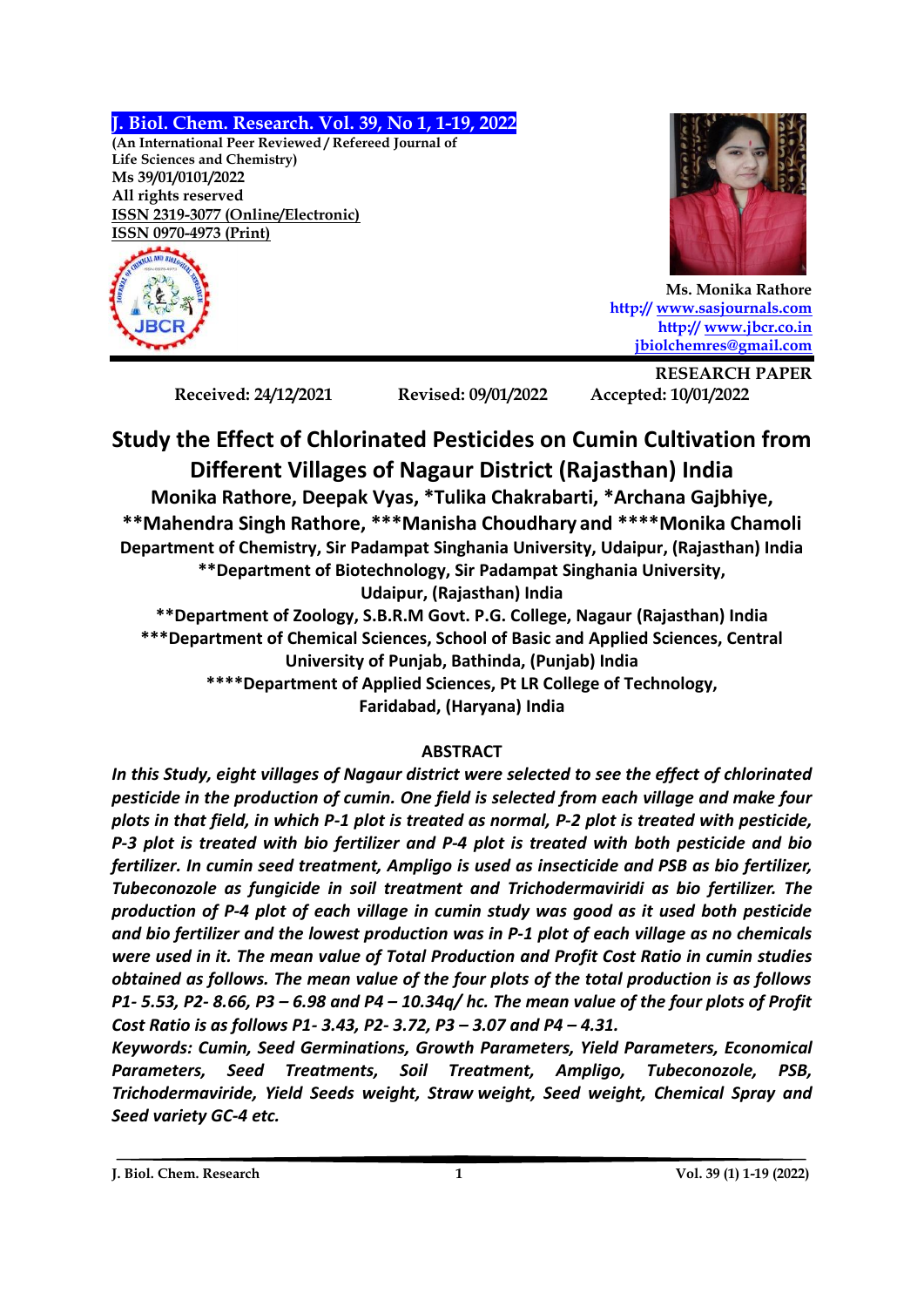**(An International Peer Reviewed / Refereed Journal of Life Sciences and Chemistry)**
**Ms 39/01/0101/2022**
**All rights reserved**
**ISSN 2319-3077 (Online/Electronic)**
**ISSN 0970-4973 (Print)**

**Ms. Monika Rathore**
http:// www.sasjournals.com
http:// www.jbcr.co.in
jbiolchemres@gmail.com

**RESEARCH PAPER**

**Received: 24/12/2021** **Revised: 09/01/2022** **Accepted: 10/01/2022**

# Study the Effect of Chlorinated Pesticides on Cumin Cultivation from Different Villages of Nagaur District (Rajasthan) India

**Monika Rathore, Deepak Vyas, \*Tulika Chakrabarti, \*Archana Gajbhiye, \*\*Mahendra Singh Rathore, \*\*\*Manisha Choudhary and \*\*\*\*Monika Chamoli**

**Department of Chemistry, Sir Padampat Singhania University, Udaipur, (Rajasthan) India**
**\*\*Department of Biotechnology, Sir Padampat Singhania University, Udaipur, (Rajasthan) India**
**\*\*Department of Zoology, S.B.R.M Govt. P.G. College, Nagaur (Rajasthan) India**
**\*\*\*Department of Chemical Sciences, School of Basic and Applied Sciences, Central University of Punjab, Bathinda, (Punjab) India**
**\*\*\*\*Department of Applied Sciences, Pt LR College of Technology, Faridabad, (Haryana) India**

## ABSTRACT

*In this Study, eight villages of Nagaur district were selected to see the effect of chlorinated pesticide in the production of cumin. One field is selected from each village and make four plots in that field, in which P-1 plot is treated as normal, P-2 plot is treated with pesticide, P-3 plot is treated with bio fertilizer and P-4 plot is treated with both pesticide and bio fertilizer. In cumin seed treatment, Ampligo is used as insecticide and PSB as bio fertilizer, Tubeconozole as fungicide in soil treatment and Trichodermaviridi as bio fertilizer. The production of P-4 plot of each village in cumin study was good as it used both pesticide and bio fertilizer and the lowest production was in P-1 plot of each village as no chemicals were used in it. The mean value of Total Production and Profit Cost Ratio in cumin studies obtained as follows. The mean value of the four plots of the total production is as follows P1- 5.53, P2- 8.66, P3 – 6.98 and P4 – 10.34q/ hc. The mean value of the four plots of Profit Cost Ratio is as follows P1- 3.43, P2- 3.72, P3 – 3.07 and P4 – 4.31.*

*Keywords: Cumin, Seed Germinations, Growth Parameters, Yield Parameters, Economical Parameters, Seed Treatments, Soil Treatment, Ampligo, Tubeconozole, PSB, Trichodermaviride, Yield Seeds weight, Straw weight, Seed weight, Chemical Spray and Seed variety GC-4 etc.*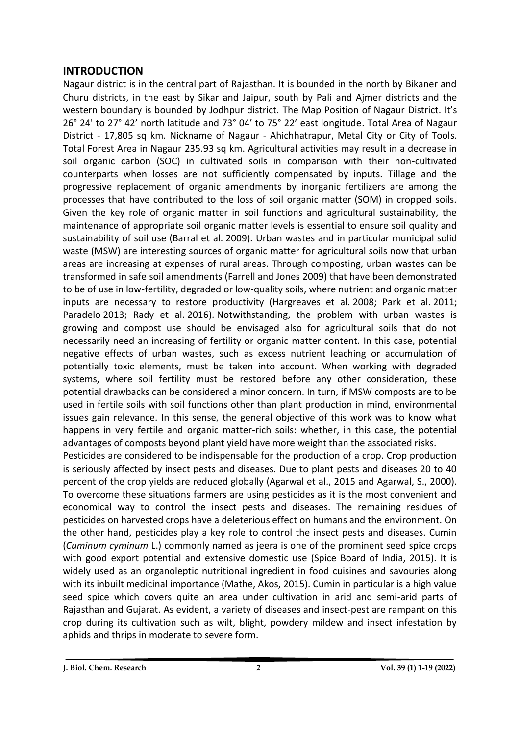## INTRODUCTION

Nagaur district is in the central part of Rajasthan. It is bounded in the north by Bikaner and Churu districts, in the east by Sikar and Jaipur, south by Pali and Ajmer districts and the western boundary is bounded by Jodhpur district. The Map Position of Nagaur District. It's 26° 24' to 27° 42' north latitude and 73° 04' to 75° 22' east longitude. Total Area of Nagaur District - 17,805 sq km. Nickname of Nagaur - Ahichhatrapur, Metal City or City of Tools. Total Forest Area in Nagaur 235.93 sq km. Agricultural activities may result in a decrease in soil organic carbon (SOC) in cultivated soils in comparison with their non-cultivated counterparts when losses are not sufficiently compensated by inputs. Tillage and the progressive replacement of organic amendments by inorganic fertilizers are among the processes that have contributed to the loss of soil organic matter (SOM) in cropped soils. Given the key role of organic matter in soil functions and agricultural sustainability, the maintenance of appropriate soil organic matter levels is essential to ensure soil quality and sustainability of soil use (Barral et al. 2009). Urban wastes and in particular municipal solid waste (MSW) are interesting sources of organic matter for agricultural soils now that urban areas are increasing at expenses of rural areas. Through composting, urban wastes can be transformed in safe soil amendments (Farrell and Jones 2009) that have been demonstrated to be of use in low-fertility, degraded or low-quality soils, where nutrient and organic matter inputs are necessary to restore productivity (Hargreaves et al. 2008; Park et al. 2011; Paradelo 2013; Rady et al. 2016). Notwithstanding, the problem with urban wastes is growing and compost use should be envisaged also for agricultural soils that do not necessarily need an increasing of fertility or organic matter content. In this case, potential negative effects of urban wastes, such as excess nutrient leaching or accumulation of potentially toxic elements, must be taken into account. When working with degraded systems, where soil fertility must be restored before any other consideration, these potential drawbacks can be considered a minor concern. In turn, if MSW composts are to be used in fertile soils with soil functions other than plant production in mind, environmental issues gain relevance. In this sense, the general objective of this work was to know what happens in very fertile and organic matter-rich soils: whether, in this case, the potential advantages of composts beyond plant yield have more weight than the associated risks.

Pesticides are considered to be indispensable for the production of a crop. Crop production is seriously affected by insect pests and diseases. Due to plant pests and diseases 20 to 40 percent of the crop yields are reduced globally (Agarwal et al., 2015 and Agarwal, S., 2000). To overcome these situations farmers are using pesticides as it is the most convenient and economical way to control the insect pests and diseases. The remaining residues of pesticides on harvested crops have a deleterious effect on humans and the environment. On the other hand, pesticides play a key role to control the insect pests and diseases. Cumin (*Cuminum cyminum* L.) commonly named as jeera is one of the prominent seed spice crops with good export potential and extensive domestic use (Spice Board of India, 2015). It is widely used as an organoleptic nutritional ingredient in food cuisines and savouries along with its inbuilt medicinal importance (Mathe, Akos, 2015). Cumin in particular is a high value seed spice which covers quite an area under cultivation in arid and semi-arid parts of Rajasthan and Gujarat. As evident, a variety of diseases and insect-pest are rampant on this crop during its cultivation such as wilt, blight, powdery mildew and insect infestation by aphids and thrips in moderate to severe form.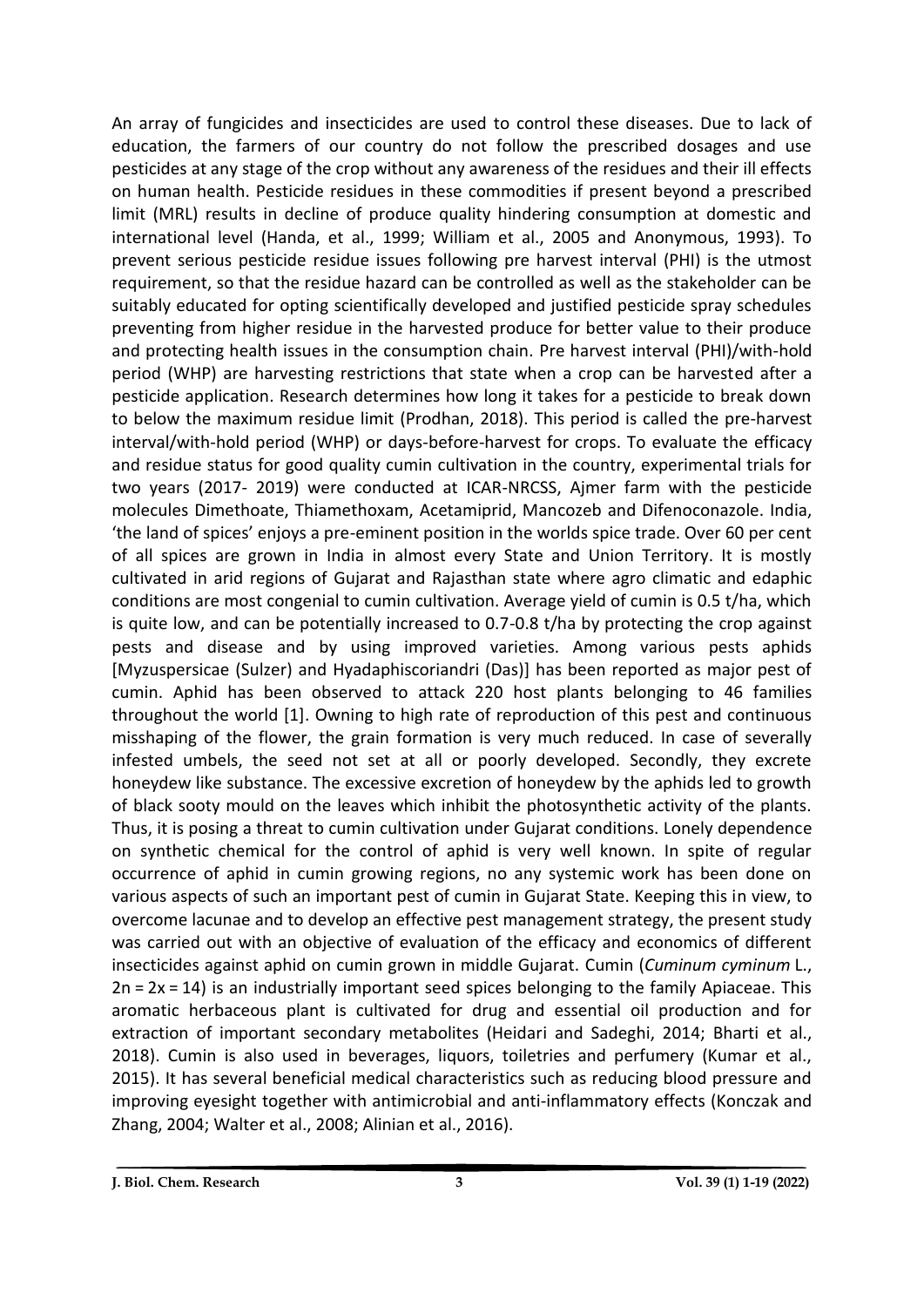An array of fungicides and insecticides are used to control these diseases. Due to lack of education, the farmers of our country do not follow the prescribed dosages and use pesticides at any stage of the crop without any awareness of the residues and their ill effects on human health. Pesticide residues in these commodities if present beyond a prescribed limit (MRL) results in decline of produce quality hindering consumption at domestic and international level (Handa, et al., 1999; William et al., 2005 and Anonymous, 1993). To prevent serious pesticide residue issues following pre harvest interval (PHI) is the utmost requirement, so that the residue hazard can be controlled as well as the stakeholder can be suitably educated for opting scientifically developed and justified pesticide spray schedules preventing from higher residue in the harvested produce for better value to their produce and protecting health issues in the consumption chain. Pre harvest interval (PHI)/with-hold period (WHP) are harvesting restrictions that state when a crop can be harvested after a pesticide application. Research determines how long it takes for a pesticide to break down to below the maximum residue limit (Prodhan, 2018). This period is called the pre-harvest interval/with-hold period (WHP) or days-before-harvest for crops. To evaluate the efficacy and residue status for good quality cumin cultivation in the country, experimental trials for two years (2017- 2019) were conducted at ICAR-NRCSS, Ajmer farm with the pesticide molecules Dimethoate, Thiamethoxam, Acetamiprid, Mancozeb and Difenoconazole. India, 'the land of spices' enjoys a pre-eminent position in the worlds spice trade. Over 60 per cent of all spices are grown in India in almost every State and Union Territory. It is mostly cultivated in arid regions of Gujarat and Rajasthan state where agro climatic and edaphic conditions are most congenial to cumin cultivation. Average yield of cumin is 0.5 t/ha, which is quite low, and can be potentially increased to 0.7-0.8 t/ha by protecting the crop against pests and disease and by using improved varieties. Among various pests aphids [Myzuspersicae (Sulzer) and Hyadaphiscoriandri (Das)] has been reported as major pest of cumin. Aphid has been observed to attack 220 host plants belonging to 46 families throughout the world [1]. Owning to high rate of reproduction of this pest and continuous misshaping of the flower, the grain formation is very much reduced. In case of severally infested umbels, the seed not set at all or poorly developed. Secondly, they excrete honeydew like substance. The excessive excretion of honeydew by the aphids led to growth of black sooty mould on the leaves which inhibit the photosynthetic activity of the plants. Thus, it is posing a threat to cumin cultivation under Gujarat conditions. Lonely dependence on synthetic chemical for the control of aphid is very well known. In spite of regular occurrence of aphid in cumin growing regions, no any systemic work has been done on various aspects of such an important pest of cumin in Gujarat State. Keeping this in view, to overcome lacunae and to develop an effective pest management strategy, the present study was carried out with an objective of evaluation of the efficacy and economics of different insecticides against aphid on cumin grown in middle Gujarat. Cumin (*Cuminum cyminum* L., 2n = 2x = 14) is an industrially important seed spices belonging to the family Apiaceae. This aromatic herbaceous plant is cultivated for drug and essential oil production and for extraction of important secondary metabolites (Heidari and Sadeghi, 2014; Bharti et al., 2018). Cumin is also used in beverages, liquors, toiletries and perfumery (Kumar et al., 2015). It has several beneficial medical characteristics such as reducing blood pressure and improving eyesight together with antimicrobial and anti-inflammatory effects (Konczak and Zhang, 2004; Walter et al., 2008; Alinian et al., 2016).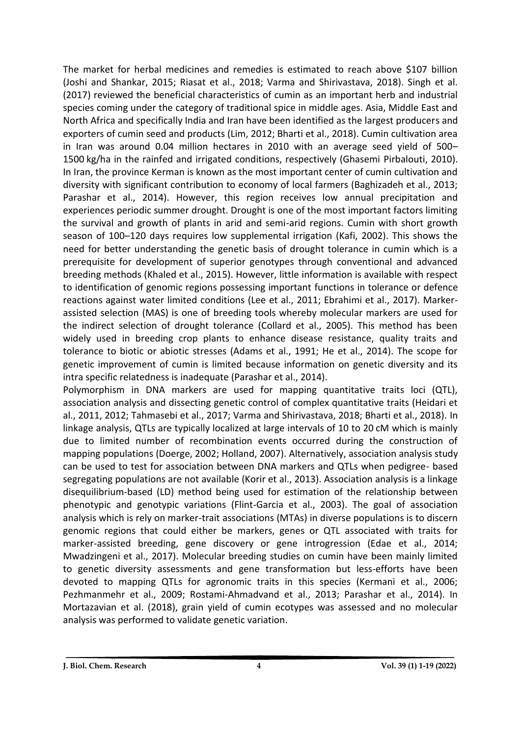The market for herbal medicines and remedies is estimated to reach above $107 billion (Joshi and Shankar, 2015; Riasat et al., 2018; Varma and Shirivastava, 2018). Singh et al. (2017) reviewed the beneficial characteristics of cumin as an important herb and industrial species coming under the category of traditional spice in middle ages. Asia, Middle East and North Africa and specifically India and Iran have been identified as the largest producers and exporters of cumin seed and products (Lim, 2012; Bharti et al., 2018). Cumin cultivation area in Iran was around 0.04 million hectares in 2010 with an average seed yield of 500–1500 kg/ha in the rainfed and irrigated conditions, respectively (Ghasemi Pirbalouti, 2010). In Iran, the province Kerman is known as the most important center of cumin cultivation and diversity with significant contribution to economy of local farmers (Baghizadeh et al., 2013; Parashar et al., 2014). However, this region receives low annual precipitation and experiences periodic summer drought. Drought is one of the most important factors limiting the survival and growth of plants in arid and semi-arid regions. Cumin with short growth season of 100–120 days requires low supplemental irrigation (Kafi, 2002). This shows the need for better understanding the genetic basis of drought tolerance in cumin which is a prerequisite for development of superior genotypes through conventional and advanced breeding methods (Khaled et al., 2015). However, little information is available with respect to identification of genomic regions possessing important functions in tolerance or defence reactions against water limited conditions (Lee et al., 2011; Ebrahimi et al., 2017). Marker-assisted selection (MAS) is one of breeding tools whereby molecular markers are used for the indirect selection of drought tolerance (Collard et al., 2005). This method has been widely used in breeding crop plants to enhance disease resistance, quality traits and tolerance to biotic or abiotic stresses (Adams et al., 1991; He et al., 2014). The scope for genetic improvement of cumin is limited because information on genetic diversity and its intra specific relatedness is inadequate (Parashar et al., 2014).

Polymorphism in DNA markers are used for mapping quantitative traits loci (QTL), association analysis and dissecting genetic control of complex quantitative traits (Heidari et al., 2011, 2012; Tahmasebi et al., 2017; Varma and Shirivastava, 2018; Bharti et al., 2018). In linkage analysis, QTLs are typically localized at large intervals of 10 to 20 cM which is mainly due to limited number of recombination events occurred during the construction of mapping populations (Doerge, 2002; Holland, 2007). Alternatively, association analysis study can be used to test for association between DNA markers and QTLs when pedigree- based segregating populations are not available (Korir et al., 2013). Association analysis is a linkage disequilibrium-based (LD) method being used for estimation of the relationship between phenotypic and genotypic variations (Flint-Garcia et al., 2003). The goal of association analysis which is rely on marker-trait associations (MTAs) in diverse populations is to discern genomic regions that could either be markers, genes or QTL associated with traits for marker-assisted breeding, gene discovery or gene introgression (Edae et al., 2014; Mwadzingeni et al., 2017). Molecular breeding studies on cumin have been mainly limited to genetic diversity assessments and gene transformation but less-efforts have been devoted to mapping QTLs for agronomic traits in this species (Kermani et al., 2006; Pezhmanmehr et al., 2009; Rostami-Ahmadvand et al., 2013; Parashar et al., 2014). In Mortazavian et al. (2018), grain yield of cumin ecotypes was assessed and no molecular analysis was performed to validate genetic variation.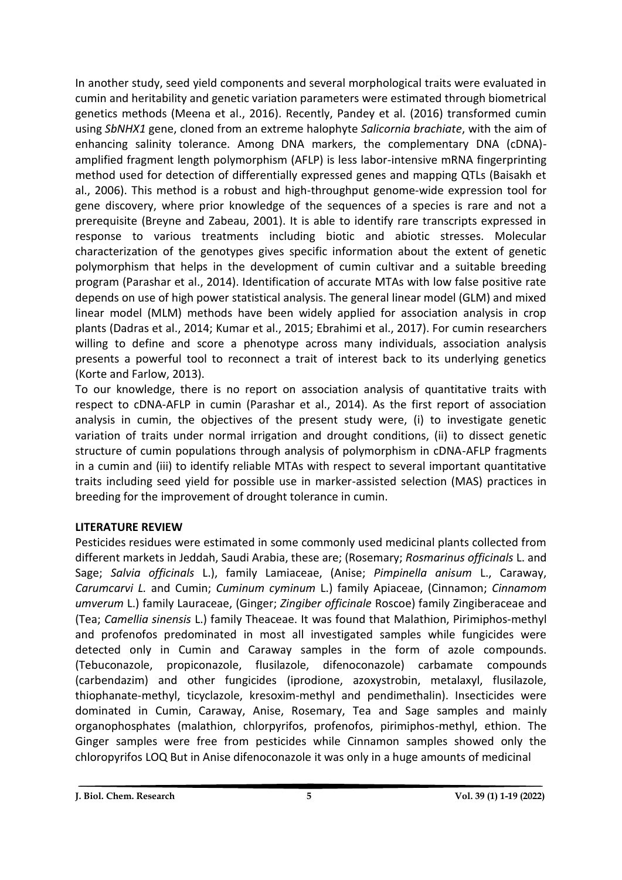In another study, seed yield components and several morphological traits were evaluated in cumin and heritability and genetic variation parameters were estimated through biometrical genetics methods (Meena et al., 2016). Recently, Pandey et al. (2016) transformed cumin using *SbNHX1* gene, cloned from an extreme halophyte *Salicornia brachiate*, with the aim of enhancing salinity tolerance. Among DNA markers, the complementary DNA (cDNA)-amplified fragment length polymorphism (AFLP) is less labor-intensive mRNA fingerprinting method used for detection of differentially expressed genes and mapping QTLs (Baisakh et al., 2006). This method is a robust and high-throughput genome-wide expression tool for gene discovery, where prior knowledge of the sequences of a species is rare and not a prerequisite (Breyne and Zabeau, 2001). It is able to identify rare transcripts expressed in response to various treatments including biotic and abiotic stresses. Molecular characterization of the genotypes gives specific information about the extent of genetic polymorphism that helps in the development of cumin cultivar and a suitable breeding program (Parashar et al., 2014). Identification of accurate MTAs with low false positive rate depends on use of high power statistical analysis. The general linear model (GLM) and mixed linear model (MLM) methods have been widely applied for association analysis in crop plants (Dadras et al., 2014; Kumar et al., 2015; Ebrahimi et al., 2017). For cumin researchers willing to define and score a phenotype across many individuals, association analysis presents a powerful tool to reconnect a trait of interest back to its underlying genetics (Korte and Farlow, 2013).

To our knowledge, there is no report on association analysis of quantitative traits with respect to cDNA-AFLP in cumin (Parashar et al., 2014). As the first report of association analysis in cumin, the objectives of the present study were, (i) to investigate genetic variation of traits under normal irrigation and drought conditions, (ii) to dissect genetic structure of cumin populations through analysis of polymorphism in cDNA-AFLP fragments in a cumin and (iii) to identify reliable MTAs with respect to several important quantitative traits including seed yield for possible use in marker-assisted selection (MAS) practices in breeding for the improvement of drought tolerance in cumin.

**LITERATURE REVIEW**

Pesticides residues were estimated in some commonly used medicinal plants collected from different markets in Jeddah, Saudi Arabia, these are; (Rosemary; *Rosmarinus officinals* L. and Sage; *Salvia officinals* L.), family Lamiaceae, (Anise; *Pimpinella anisum* L., Caraway, *Carumcarvi L.* and Cumin; *Cuminum cyminum* L.) family Apiaceae, (Cinnamon; *Cinnamom umverum* L.) family Lauraceae, (Ginger; *Zingiber officinale* Roscoe) family Zingiberaceae and (Tea; *Camellia sinensis* L.) family Theaceae. It was found that Malathion, Pirimiphos-methyl and profenofos predominated in most all investigated samples while fungicides were detected only in Cumin and Caraway samples in the form of azole compounds. (Tebuconazole, propiconazole, flusilazole, difenoconazole) carbamate compounds (carbendazim) and other fungicides (iprodione, azoxystrobin, metalaxyl, flusilazole, thiophanate-methyl, ticyclazole, kresoxim-methyl and pendimethalin). Insecticides were dominated in Cumin, Caraway, Anise, Rosemary, Tea and Sage samples and mainly organophosphates (malathion, chlorpyrifos, profenofos, pirimiphos-methyl, ethion. The Ginger samples were free from pesticides while Cinnamon samples showed only the chloropyrifos LOQ But in Anise difenoconazole it was only in a huge amounts of medicinal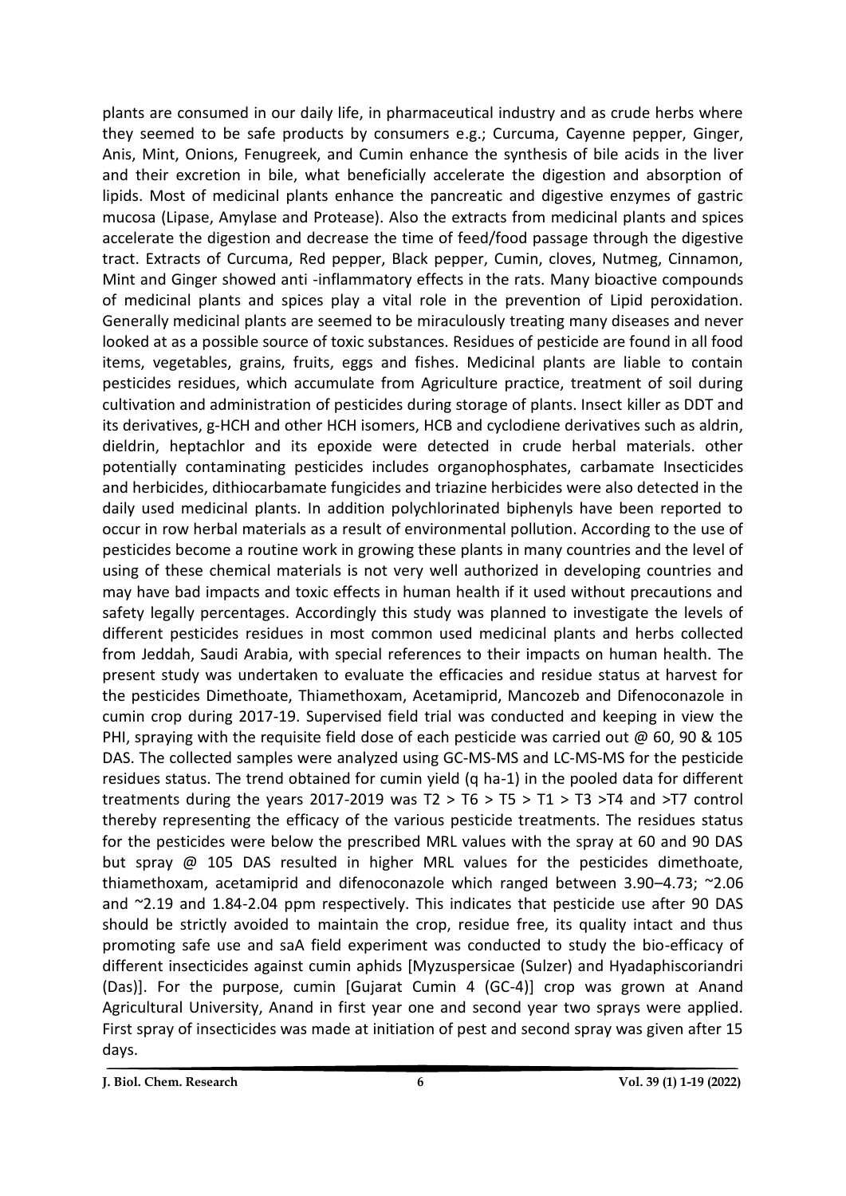plants are consumed in our daily life, in pharmaceutical industry and as crude herbs where they seemed to be safe products by consumers e.g.; Curcuma, Cayenne pepper, Ginger, Anis, Mint, Onions, Fenugreek, and Cumin enhance the synthesis of bile acids in the liver and their excretion in bile, what beneficially accelerate the digestion and absorption of lipids. Most of medicinal plants enhance the pancreatic and digestive enzymes of gastric mucosa (Lipase, Amylase and Protease). Also the extracts from medicinal plants and spices accelerate the digestion and decrease the time of feed/food passage through the digestive tract. Extracts of Curcuma, Red pepper, Black pepper, Cumin, cloves, Nutmeg, Cinnamon, Mint and Ginger showed anti -inflammatory effects in the rats. Many bioactive compounds of medicinal plants and spices play a vital role in the prevention of Lipid peroxidation. Generally medicinal plants are seemed to be miraculously treating many diseases and never looked at as a possible source of toxic substances. Residues of pesticide are found in all food items, vegetables, grains, fruits, eggs and fishes. Medicinal plants are liable to contain pesticides residues, which accumulate from Agriculture practice, treatment of soil during cultivation and administration of pesticides during storage of plants. Insect killer as DDT and its derivatives, g-HCH and other HCH isomers, HCB and cyclodiene derivatives such as aldrin, dieldrin, heptachlor and its epoxide were detected in crude herbal materials. other potentially contaminating pesticides includes organophosphates, carbamate Insecticides and herbicides, dithiocarbamate fungicides and triazine herbicides were also detected in the daily used medicinal plants. In addition polychlorinated biphenyls have been reported to occur in row herbal materials as a result of environmental pollution. According to the use of pesticides become a routine work in growing these plants in many countries and the level of using of these chemical materials is not very well authorized in developing countries and may have bad impacts and toxic effects in human health if it used without precautions and safety legally percentages. Accordingly this study was planned to investigate the levels of different pesticides residues in most common used medicinal plants and herbs collected from Jeddah, Saudi Arabia, with special references to their impacts on human health. The present study was undertaken to evaluate the efficacies and residue status at harvest for the pesticides Dimethoate, Thiamethoxam, Acetamiprid, Mancozeb and Difenoconazole in cumin crop during 2017-19. Supervised field trial was conducted and keeping in view the PHI, spraying with the requisite field dose of each pesticide was carried out @ 60, 90 & 105 DAS. The collected samples were analyzed using GC-MS-MS and LC-MS-MS for the pesticide residues status. The trend obtained for cumin yield (q ha-1) in the pooled data for different treatments during the years 2017-2019 was T2 > T6 > T5 > T1 > T3 >T4 and >T7 control thereby representing the efficacy of the various pesticide treatments. The residues status for the pesticides were below the prescribed MRL values with the spray at 60 and 90 DAS but spray @ 105 DAS resulted in higher MRL values for the pesticides dimethoate, thiamethoxam, acetamiprid and difenoconazole which ranged between 3.90–4.73; ~2.06 and ~2.19 and 1.84-2.04 ppm respectively. This indicates that pesticide use after 90 DAS should be strictly avoided to maintain the crop, residue free, its quality intact and thus promoting safe use and saA field experiment was conducted to study the bio-efficacy of different insecticides against cumin aphids [Myzuspersicae (Sulzer) and Hyadaphiscoriandri (Das)]. For the purpose, cumin [Gujarat Cumin 4 (GC-4)] crop was grown at Anand Agricultural University, Anand in first year one and second year two sprays were applied. First spray of insecticides was made at initiation of pest and second spray was given after 15 days.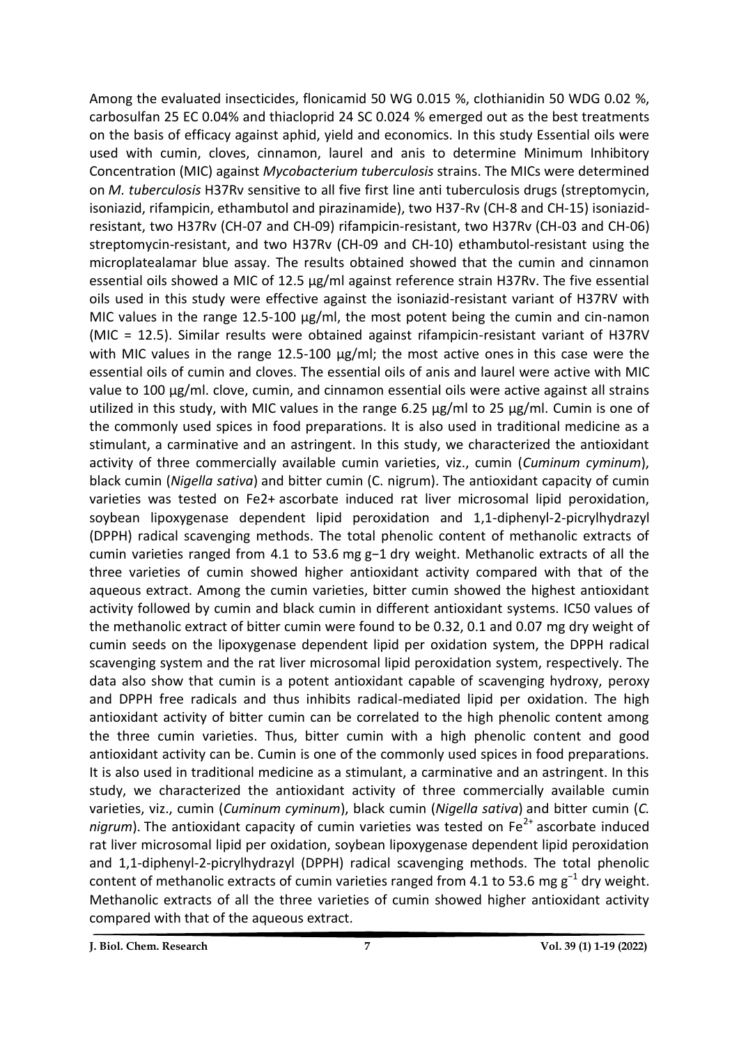Among the evaluated insecticides, flonicamid 50 WG 0.015 %, clothianidin 50 WDG 0.02 %, carbosulfan 25 EC 0.04% and thiacloprid 24 SC 0.024 % emerged out as the best treatments on the basis of efficacy against aphid, yield and economics. In this study Essential oils were used with cumin, cloves, cinnamon, laurel and anis to determine Minimum Inhibitory Concentration (MIC) against *Mycobacterium tuberculosis* strains. The MICs were determined on *M. tuberculosis* H37Rv sensitive to all five first line anti tuberculosis drugs (streptomycin, isoniazid, rifampicin, ethambutol and pirazinamide), two H37-Rv (CH-8 and CH-15) isoniazid-resistant, two H37Rv (CH-07 and CH-09) rifampicin-resistant, two H37Rv (CH-03 and CH-06) streptomycin-resistant, and two H37Rv (CH-09 and CH-10) ethambutol-resistant using the microplatealamar blue assay. The results obtained showed that the cumin and cinnamon essential oils showed a MIC of 12.5 µg/ml against reference strain H37Rv. The five essential oils used in this study were effective against the isoniazid-resistant variant of H37RV with MIC values in the range 12.5-100 µg/ml, the most potent being the cumin and cin-namon (MIC = 12.5). Similar results were obtained against rifampicin-resistant variant of H37RV with MIC values in the range 12.5-100 µg/ml; the most active ones in this case were the essential oils of cumin and cloves. The essential oils of anis and laurel were active with MIC value to 100 µg/ml. clove, cumin, and cinnamon essential oils were active against all strains utilized in this study, with MIC values in the range 6.25 µg/ml to 25 µg/ml. Cumin is one of the commonly used spices in food preparations. It is also used in traditional medicine as a stimulant, a carminative and an astringent. In this study, we characterized the antioxidant activity of three commercially available cumin varieties, viz., cumin (*Cuminum cyminum*), black cumin (*Nigella sativa*) and bitter cumin (C. nigrum). The antioxidant capacity of cumin varieties was tested on Fe2+ ascorbate induced rat liver microsomal lipid peroxidation, soybean lipoxygenase dependent lipid peroxidation and 1,1-diphenyl-2-picrylhydrazyl (DPPH) radical scavenging methods. The total phenolic content of methanolic extracts of cumin varieties ranged from 4.1 to 53.6 mg g−1 dry weight. Methanolic extracts of all the three varieties of cumin showed higher antioxidant activity compared with that of the aqueous extract. Among the cumin varieties, bitter cumin showed the highest antioxidant activity followed by cumin and black cumin in different antioxidant systems. IC50 values of the methanolic extract of bitter cumin were found to be 0.32, 0.1 and 0.07 mg dry weight of cumin seeds on the lipoxygenase dependent lipid per oxidation system, the DPPH radical scavenging system and the rat liver microsomal lipid peroxidation system, respectively. The data also show that cumin is a potent antioxidant capable of scavenging hydroxy, peroxy and DPPH free radicals and thus inhibits radical-mediated lipid per oxidation. The high antioxidant activity of bitter cumin can be correlated to the high phenolic content among the three cumin varieties. Thus, bitter cumin with a high phenolic content and good antioxidant activity can be. Cumin is one of the commonly used spices in food preparations. It is also used in traditional medicine as a stimulant, a carminative and an astringent. In this study, we characterized the antioxidant activity of three commercially available cumin varieties, viz., cumin (*Cuminum cyminum*), black cumin (*Nigella sativa*) and bitter cumin (*C. nigrum*). The antioxidant capacity of cumin varieties was tested on $Fe^{2+}$ ascorbate induced rat liver microsomal lipid per oxidation, soybean lipoxygenase dependent lipid peroxidation and 1,1-diphenyl-2-picrylhydrazyl (DPPH) radical scavenging methods. The total phenolic content of methanolic extracts of cumin varieties ranged from 4.1 to 53.6 mg $g^{-1}$ dry weight. Methanolic extracts of all the three varieties of cumin showed higher antioxidant activity compared with that of the aqueous extract.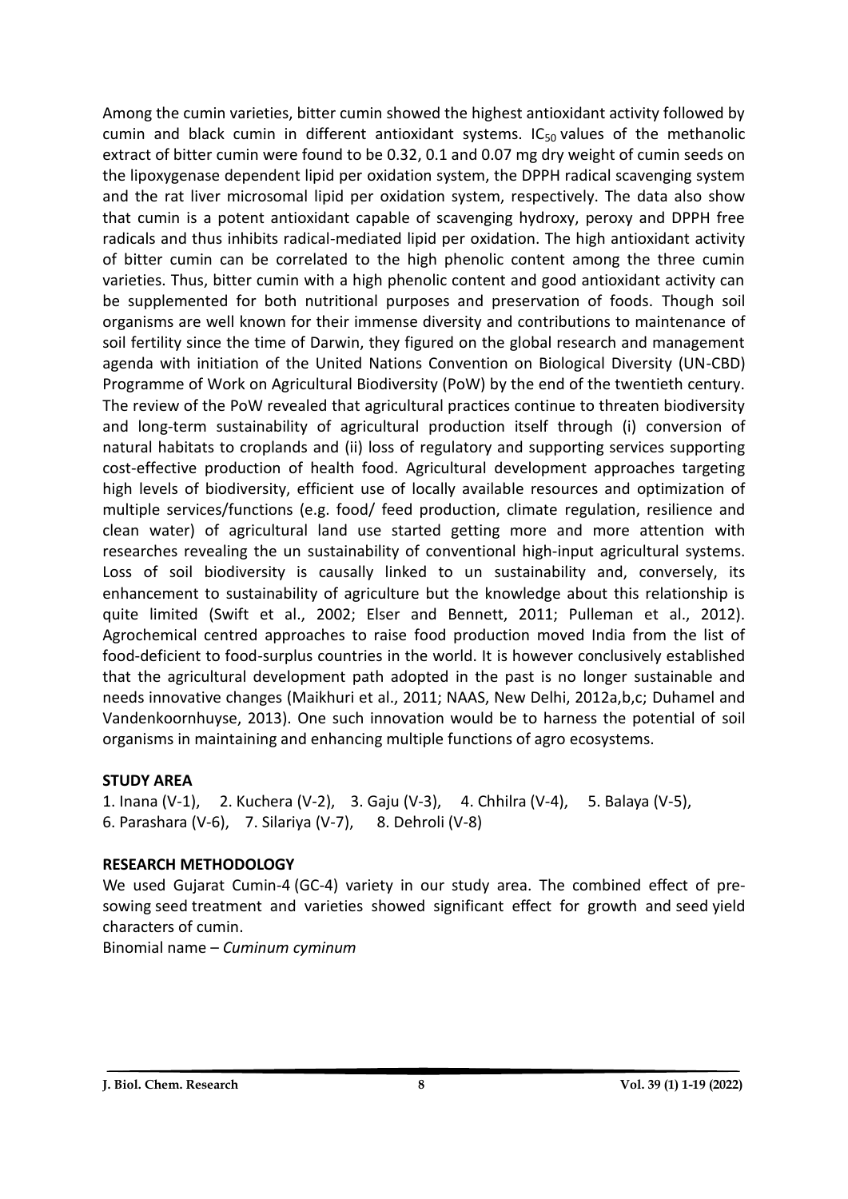Among the cumin varieties, bitter cumin showed the highest antioxidant activity followed by cumin and black cumin in different antioxidant systems. $IC_{50}$ values of the methanolic extract of bitter cumin were found to be 0.32, 0.1 and 0.07 mg dry weight of cumin seeds on the lipoxygenase dependent lipid per oxidation system, the DPPH radical scavenging system and the rat liver microsomal lipid per oxidation system, respectively. The data also show that cumin is a potent antioxidant capable of scavenging hydroxy, peroxy and DPPH free radicals and thus inhibits radical-mediated lipid per oxidation. The high antioxidant activity of bitter cumin can be correlated to the high phenolic content among the three cumin varieties. Thus, bitter cumin with a high phenolic content and good antioxidant activity can be supplemented for both nutritional purposes and preservation of foods. Though soil organisms are well known for their immense diversity and contributions to maintenance of soil fertility since the time of Darwin, they figured on the global research and management agenda with initiation of the United Nations Convention on Biological Diversity (UN-CBD) Programme of Work on Agricultural Biodiversity (PoW) by the end of the twentieth century. The review of the PoW revealed that agricultural practices continue to threaten biodiversity and long-term sustainability of agricultural production itself through (i) conversion of natural habitats to croplands and (ii) loss of regulatory and supporting services supporting cost-effective production of health food. Agricultural development approaches targeting high levels of biodiversity, efficient use of locally available resources and optimization of multiple services/functions (e.g. food/ feed production, climate regulation, resilience and clean water) of agricultural land use started getting more and more attention with researches revealing the un sustainability of conventional high-input agricultural systems. Loss of soil biodiversity is causally linked to un sustainability and, conversely, its enhancement to sustainability of agriculture but the knowledge about this relationship is quite limited (Swift et al., 2002; Elser and Bennett, 2011; Pulleman et al., 2012). Agrochemical centred approaches to raise food production moved India from the list of food-deficient to food-surplus countries in the world. It is however conclusively established that the agricultural development path adopted in the past is no longer sustainable and needs innovative changes (Maikhuri et al., 2011; NAAS, New Delhi, 2012a,b,c; Duhamel and Vandenkoornhuyse, 2013). One such innovation would be to harness the potential of soil organisms in maintaining and enhancing multiple functions of agro ecosystems.

**STUDY AREA**

1. Inana (V-1), 2. Kuchera (V-2), 3. Gaju (V-3), 4. Chhilra (V-4), 5. Balaya (V-5), 6. Parashara (V-6), 7. Silariya (V-7), 8. Dehroli (V-8)

**RESEARCH METHODOLOGY**

We used Gujarat Cumin-4 (GC-4) variety in our study area. The combined effect of pre-sowing seed treatment and varieties showed significant effect for growth and seed yield characters of cumin.

Binomial name – *Cuminum cyminum*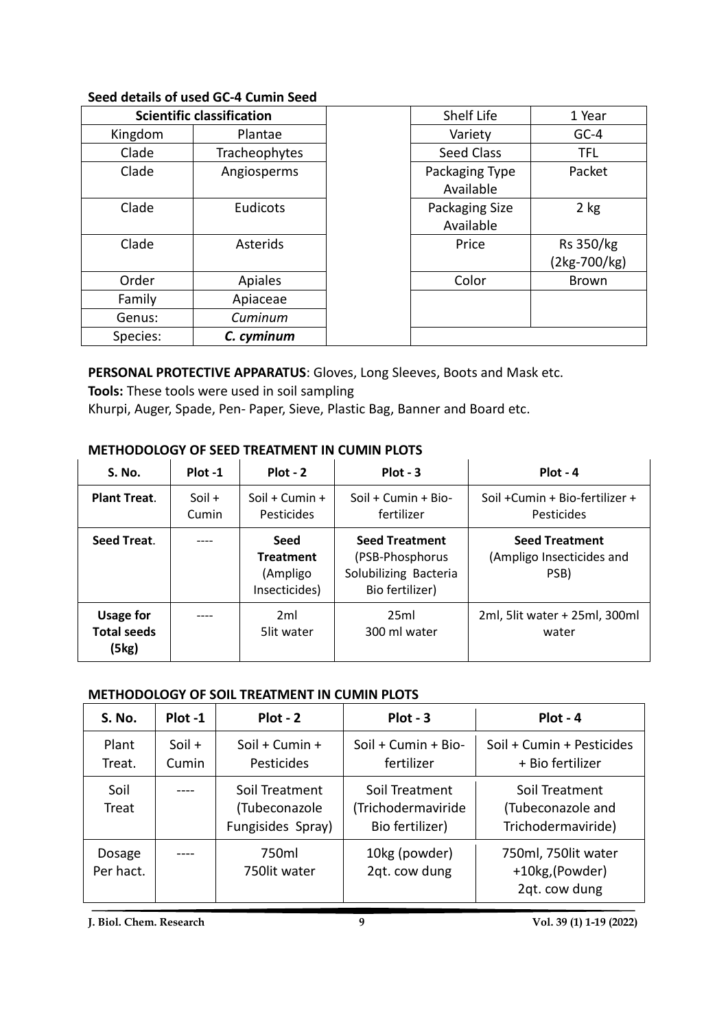**Seed details of used GC-4 Cumin Seed**

| Scientific classification | |
|---|---|
| Kingdom | Plantae |
| Clade | Tracheophytes |
| Clade | Angiosperms |
| Clade | Eudicots |
| Clade | Asterids |
| Order | Apiales |
| Family | Apiaceae |
| Genus: | *Cuminum* |
| Species: | ***C. cyminum*** |

| Shelf Life | 1 Year |
|---|---|
| Variety | GC-4 |
| Seed Class | TFL |
| Packaging Type Available | Packet |
| Packaging Size Available | 2 kg |
| Price | Rs 350/kg (2kg-700/kg) |
| Color | Brown |
| | |

**PERSONAL PROTECTIVE APPARATUS**: Gloves, Long Sleeves, Boots and Mask etc.

**Tools:** These tools were used in soil sampling

Khurpi, Auger, Spade, Pen- Paper, Sieve, Plastic Bag, Banner and Board etc.

**METHODOLOGY OF SEED TREATMENT IN CUMIN PLOTS**

| S. No. | Plot -1 | Plot - 2 | Plot - 3 | Plot - 4 |
|---|---|---|---|---|
| **Plant Treat**. | Soil + Cumin | Soil + Cumin + Pesticides | Soil + Cumin + Bio-fertilizer | Soil +Cumin + Bio-fertilizer + Pesticides |
| **Seed Treat**. | ---- | **Seed Treatment** (Ampligo Insecticides) | **Seed Treatment** (PSB-Phosphorus Solubilizing Bacteria Bio fertilizer) | **Seed Treatment** (Ampligo Insecticides and PSB) |
| **Usage for Total seeds (5kg)** | ---- | 2ml 5lit water | 25ml 300 ml water | 2ml, 5lit water + 25ml, 300ml water |

**METHODOLOGY OF SOIL TREATMENT IN CUMIN PLOTS**

| S. No. | Plot -1 | Plot - 2 | Plot - 3 | Plot - 4 |
|---|---|---|---|---|
| Plant Treat. | Soil + Cumin | Soil + Cumin + Pesticides | Soil + Cumin + Bio-fertilizer | Soil + Cumin + Pesticides + Bio fertilizer |
| Soil Treat | ---- | Soil Treatment (Tubeconazole Fungisides Spray) | Soil Treatment (Trichodermaviride Bio fertilizer) | Soil Treatment (Tubeconazole and Trichodermaviride) |
| Dosage Per hact. | ---- | 750ml 750lit water | 10kg (powder) 2qt. cow dung | 750ml, 750lit water +10kg,(Powder) 2qt. cow dung |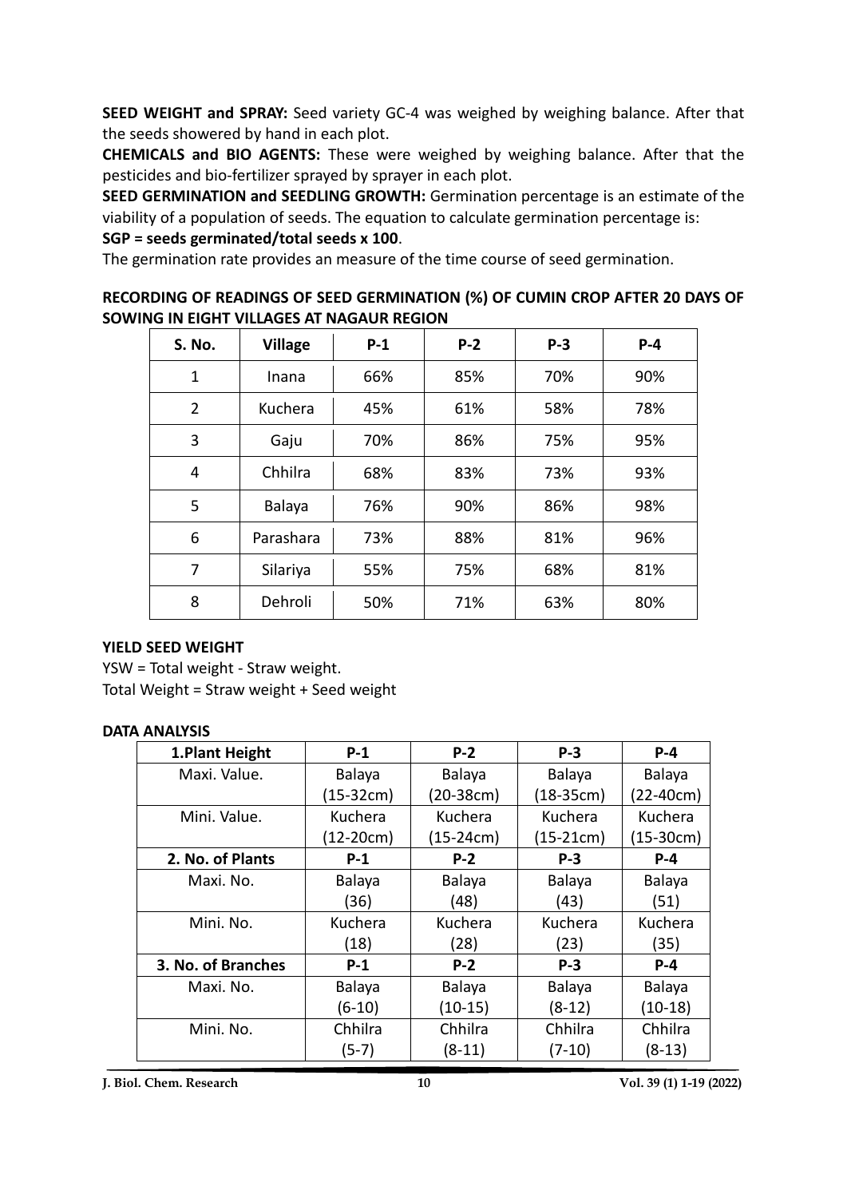**SEED WEIGHT and SPRAY:** Seed variety GC-4 was weighed by weighing balance. After that the seeds showered by hand in each plot.

**CHEMICALS and BIO AGENTS:** These were weighed by weighing balance. After that the pesticides and bio-fertilizer sprayed by sprayer in each plot.

**SEED GERMINATION and SEEDLING GROWTH:** Germination percentage is an estimate of the viability of a population of seeds. The equation to calculate germination percentage is:

**SGP = seeds germinated/total seeds x 100**.

The germination rate provides an measure of the time course of seed germination.

**RECORDING OF READINGS OF SEED GERMINATION (%) OF CUMIN CROP AFTER 20 DAYS OF SOWING IN EIGHT VILLAGES AT NAGAUR REGION**

| S. No. | Village | P-1 | P-2 | P-3 | P-4 |
|---|---|---|---|---|---|
| 1 | Inana | 66% | 85% | 70% | 90% |
| 2 | Kuchera | 45% | 61% | 58% | 78% |
| 3 | Gaju | 70% | 86% | 75% | 95% |
| 4 | Chhilra | 68% | 83% | 73% | 93% |
| 5 | Balaya | 76% | 90% | 86% | 98% |
| 6 | Parashara | 73% | 88% | 81% | 96% |
| 7 | Silariya | 55% | 75% | 68% | 81% |
| 8 | Dehroli | 50% | 71% | 63% | 80% |

**YIELD SEED WEIGHT**

YSW = Total weight - Straw weight.

Total Weight = Straw weight + Seed weight

**DATA ANALYSIS**

| 1.Plant Height | P-1 | P-2 | P-3 | P-4 |
|---|---|---|---|---|
| Maxi. Value. | Balaya (15-32cm) | Balaya (20-38cm) | Balaya (18-35cm) | Balaya (22-40cm) |
| Mini. Value. | Kuchera (12-20cm) | Kuchera (15-24cm) | Kuchera (15-21cm) | Kuchera (15-30cm) |
| **2. No. of Plants** | **P-1** | **P-2** | **P-3** | **P-4** |
| Maxi. No. | Balaya (36) | Balaya (48) | Balaya (43) | Balaya (51) |
| Mini. No. | Kuchera (18) | Kuchera (28) | Kuchera (23) | Kuchera (35) |
| **3. No. of Branches** | **P-1** | **P-2** | **P-3** | **P-4** |
| Maxi. No. | Balaya (6-10) | Balaya (10-15) | Balaya (8-12) | Balaya (10-18) |
| Mini. No. | Chhilra (5-7) | Chhilra (8-11) | Chhilra (7-10) | Chhilra (8-13) |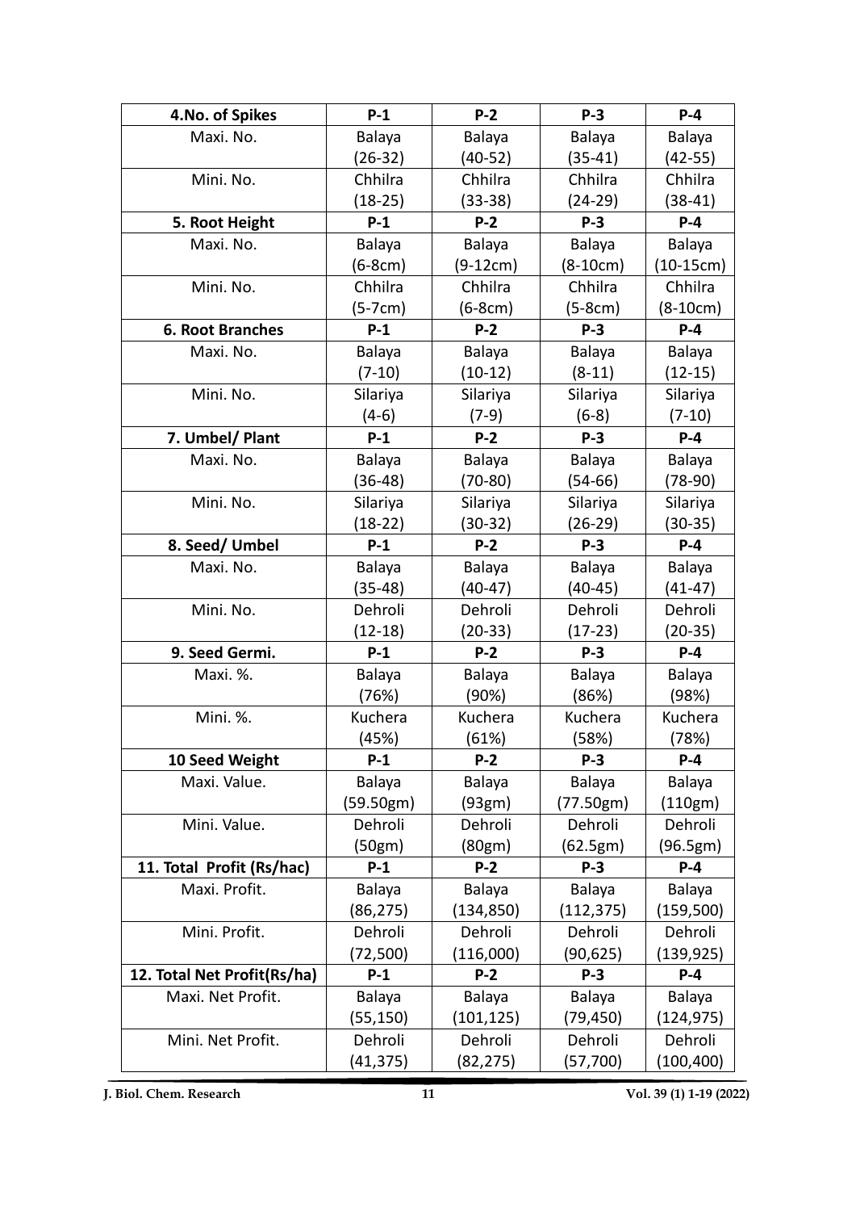| 4.No. of Spikes | P-1 | P-2 | P-3 | P-4 |
|---|---|---|---|---|
| Maxi. No. | Balaya (26-32) | Balaya (40-52) | Balaya (35-41) | Balaya (42-55) |
| Mini. No. | Chhilra (18-25) | Chhilra (33-38) | Chhilra (24-29) | Chhilra (38-41) |
| **5. Root Height** | **P-1** | **P-2** | **P-3** | **P-4** |
| Maxi. No. | Balaya (6-8cm) | Balaya (9-12cm) | Balaya (8-10cm) | Balaya (10-15cm) |
| Mini. No. | Chhilra (5-7cm) | Chhilra (6-8cm) | Chhilra (5-8cm) | Chhilra (8-10cm) |
| **6. Root Branches** | **P-1** | **P-2** | **P-3** | **P-4** |
| Maxi. No. | Balaya (7-10) | Balaya (10-12) | Balaya (8-11) | Balaya (12-15) |
| Mini. No. | Silariya (4-6) | Silariya (7-9) | Silariya (6-8) | Silariya (7-10) |
| **7. Umbel/ Plant** | **P-1** | **P-2** | **P-3** | **P-4** |
| Maxi. No. | Balaya (36-48) | Balaya (70-80) | Balaya (54-66) | Balaya (78-90) |
| Mini. No. | Silariya (18-22) | Silariya (30-32) | Silariya (26-29) | Silariya (30-35) |
| **8. Seed/ Umbel** | **P-1** | **P-2** | **P-3** | **P-4** |
| Maxi. No. | Balaya (35-48) | Balaya (40-47) | Balaya (40-45) | Balaya (41-47) |
| Mini. No. | Dehroli (12-18) | Dehroli (20-33) | Dehroli (17-23) | Dehroli (20-35) |
| **9. Seed Germi.** | **P-1** | **P-2** | **P-3** | **P-4** |
| Maxi. %. | Balaya (76%) | Balaya (90%) | Balaya (86%) | Balaya (98%) |
| Mini. %. | Kuchera (45%) | Kuchera (61%) | Kuchera (58%) | Kuchera (78%) |
| **10 Seed Weight** | **P-1** | **P-2** | **P-3** | **P-4** |
| Maxi. Value. | Balaya (59.50gm) | Balaya (93gm) | Balaya (77.50gm) | Balaya (110gm) |
| Mini. Value. | Dehroli (50gm) | Dehroli (80gm) | Dehroli (62.5gm) | Dehroli (96.5gm) |
| **11. Total Profit (Rs/hac)** | **P-1** | **P-2** | **P-3** | **P-4** |
| Maxi. Profit. | Balaya (86,275) | Balaya (134,850) | Balaya (112,375) | Balaya (159,500) |
| Mini. Profit. | Dehroli (72,500) | Dehroli (116,000) | Dehroli (90,625) | Dehroli (139,925) |
| **12. Total Net Profit(Rs/ha)** | **P-1** | **P-2** | **P-3** | **P-4** |
| Maxi. Net Profit. | Balaya (55,150) | Balaya (101,125) | Balaya (79,450) | Balaya (124,975) |
| Mini. Net Profit. | Dehroli (41,375) | Dehroli (82,275) | Dehroli (57,700) | Dehroli (100,400) |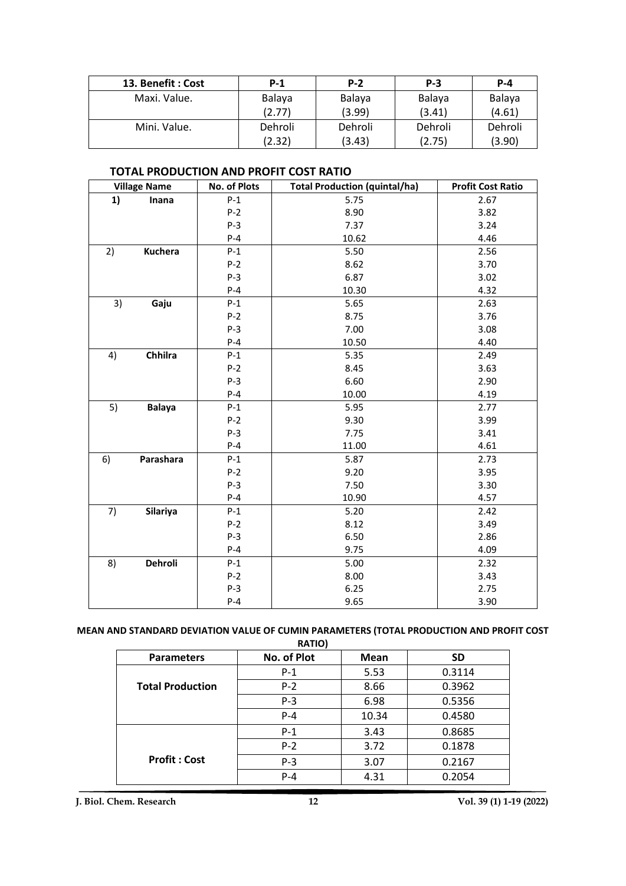| 13. Benefit : Cost | P-1 | P-2 | P-3 | P-4 |
|---|---|---|---|---|
| Maxi. Value. | Balaya (2.77) | Balaya (3.99) | Balaya (3.41) | Balaya (4.61) |
| Mini. Value. | Dehroli (2.32) | Dehroli (3.43) | Dehroli (2.75) | Dehroli (3.90) |

### TOTAL PRODUCTION AND PROFIT COST RATIO

| Village Name | No. of Plots | Total Production (quintal/ha) | Profit Cost Ratio |
|---|---|---|---|
| 1) **Inana** | P-1 | 5.75 | 2.67 |
| | P-2 | 8.90 | 3.82 |
| | P-3 | 7.37 | 3.24 |
| | P-4 | 10.62 | 4.46 |
| 2) **Kuchera** | P-1 | 5.50 | 2.56 |
| | P-2 | 8.62 | 3.70 |
| | P-3 | 6.87 | 3.02 |
| | P-4 | 10.30 | 4.32 |
| 3) **Gaju** | P-1 | 5.65 | 2.63 |
| | P-2 | 8.75 | 3.76 |
| | P-3 | 7.00 | 3.08 |
| | P-4 | 10.50 | 4.40 |
| 4) **Chhilra** | P-1 | 5.35 | 2.49 |
| | P-2 | 8.45 | 3.63 |
| | P-3 | 6.60 | 2.90 |
| | P-4 | 10.00 | 4.19 |
| 5) **Balaya** | P-1 | 5.95 | 2.77 |
| | P-2 | 9.30 | 3.99 |
| | P-3 | 7.75 | 3.41 |
| | P-4 | 11.00 | 4.61 |
| 6) **Parashara** | P-1 | 5.87 | 2.73 |
| | P-2 | 9.20 | 3.95 |
| | P-3 | 7.50 | 3.30 |
| | P-4 | 10.90 | 4.57 |
| 7) **Silariya** | P-1 | 5.20 | 2.42 |
| | P-2 | 8.12 | 3.49 |
| | P-3 | 6.50 | 2.86 |
| | P-4 | 9.75 | 4.09 |
| 8) **Dehroli** | P-1 | 5.00 | 2.32 |
| | P-2 | 8.00 | 3.43 |
| | P-3 | 6.25 | 2.75 |
| | P-4 | 9.65 | 3.90 |

**MEAN AND STANDARD DEVIATION VALUE OF CUMIN PARAMETERS (TOTAL PRODUCTION AND PROFIT COST RATIO)**

| Parameters | No. of Plot | Mean | SD |
|---|---|---|---|
| **Total Production** | P-1 | 5.53 | 0.3114 |
| | P-2 | 8.66 | 0.3962 |
| | P-3 | 6.98 | 0.5356 |
| | P-4 | 10.34 | 0.4580 |
| **Profit : Cost** | P-1 | 3.43 | 0.8685 |
| | P-2 | 3.72 | 0.1878 |
| | P-3 | 3.07 | 0.2167 |
| | P-4 | 4.31 | 0.2054 |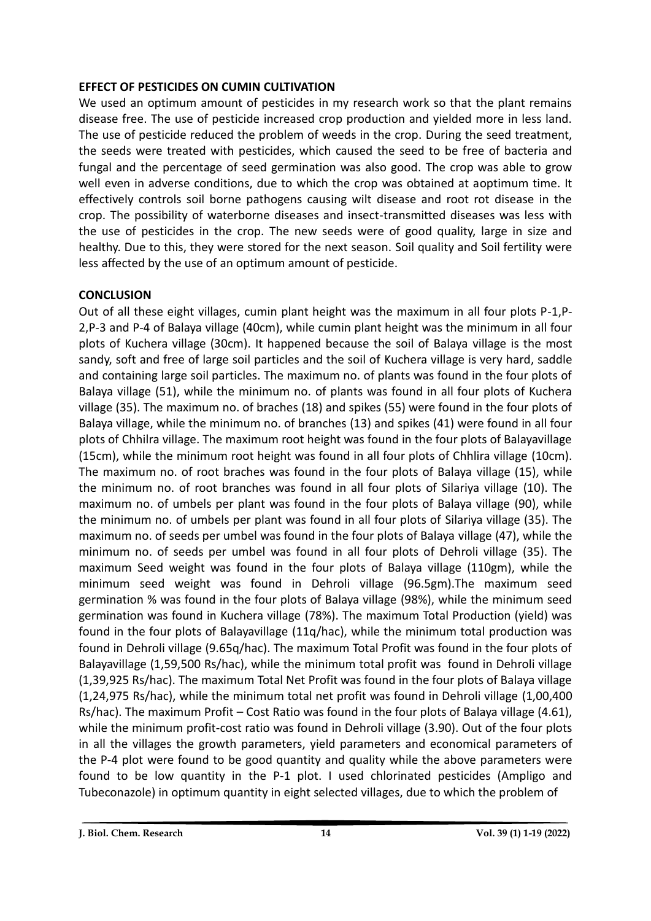## EFFECT OF PESTICIDES ON CUMIN CULTIVATION

We used an optimum amount of pesticides in my research work so that the plant remains disease free. The use of pesticide increased crop production and yielded more in less land. The use of pesticide reduced the problem of weeds in the crop. During the seed treatment, the seeds were treated with pesticides, which caused the seed to be free of bacteria and fungal and the percentage of seed germination was also good. The crop was able to grow well even in adverse conditions, due to which the crop was obtained at aoptimum time. It effectively controls soil borne pathogens causing wilt disease and root rot disease in the crop. The possibility of waterborne diseases and insect-transmitted diseases was less with the use of pesticides in the crop. The new seeds were of good quality, large in size and healthy. Due to this, they were stored for the next season. Soil quality and Soil fertility were less affected by the use of an optimum amount of pesticide.

## CONCLUSION

Out of all these eight villages, cumin plant height was the maximum in all four plots P-1,P-2,P-3 and P-4 of Balaya village (40cm), while cumin plant height was the minimum in all four plots of Kuchera village (30cm). It happened because the soil of Balaya village is the most sandy, soft and free of large soil particles and the soil of Kuchera village is very hard, saddle and containing large soil particles. The maximum no. of plants was found in the four plots of Balaya village (51), while the minimum no. of plants was found in all four plots of Kuchera village (35). The maximum no. of braches (18) and spikes (55) were found in the four plots of Balaya village, while the minimum no. of branches (13) and spikes (41) were found in all four plots of Chhilra village. The maximum root height was found in the four plots of Balayavillage (15cm), while the minimum root height was found in all four plots of Chhlira village (10cm). The maximum no. of root braches was found in the four plots of Balaya village (15), while the minimum no. of root branches was found in all four plots of Silariya village (10). The maximum no. of umbels per plant was found in the four plots of Balaya village (90), while the minimum no. of umbels per plant was found in all four plots of Silariya village (35). The maximum no. of seeds per umbel was found in the four plots of Balaya village (47), while the minimum no. of seeds per umbel was found in all four plots of Dehroli village (35). The maximum Seed weight was found in the four plots of Balaya village (110gm), while the minimum seed weight was found in Dehroli village (96.5gm).The maximum seed germination % was found in the four plots of Balaya village (98%), while the minimum seed germination was found in Kuchera village (78%). The maximum Total Production (yield) was found in the four plots of Balayavillage (11q/hac), while the minimum total production was found in Dehroli village (9.65q/hac). The maximum Total Profit was found in the four plots of Balayavillage (1,59,500 Rs/hac), while the minimum total profit was found in Dehroli village (1,39,925 Rs/hac). The maximum Total Net Profit was found in the four plots of Balaya village (1,24,975 Rs/hac), while the minimum total net profit was found in Dehroli village (1,00,400 Rs/hac). The maximum Profit – Cost Ratio was found in the four plots of Balaya village (4.61), while the minimum profit-cost ratio was found in Dehroli village (3.90). Out of the four plots in all the villages the growth parameters, yield parameters and economical parameters of the P-4 plot were found to be good quantity and quality while the above parameters were found to be low quantity in the P-1 plot. I used chlorinated pesticides (Ampligo and Tubeconazole) in optimum quantity in eight selected villages, due to which the problem of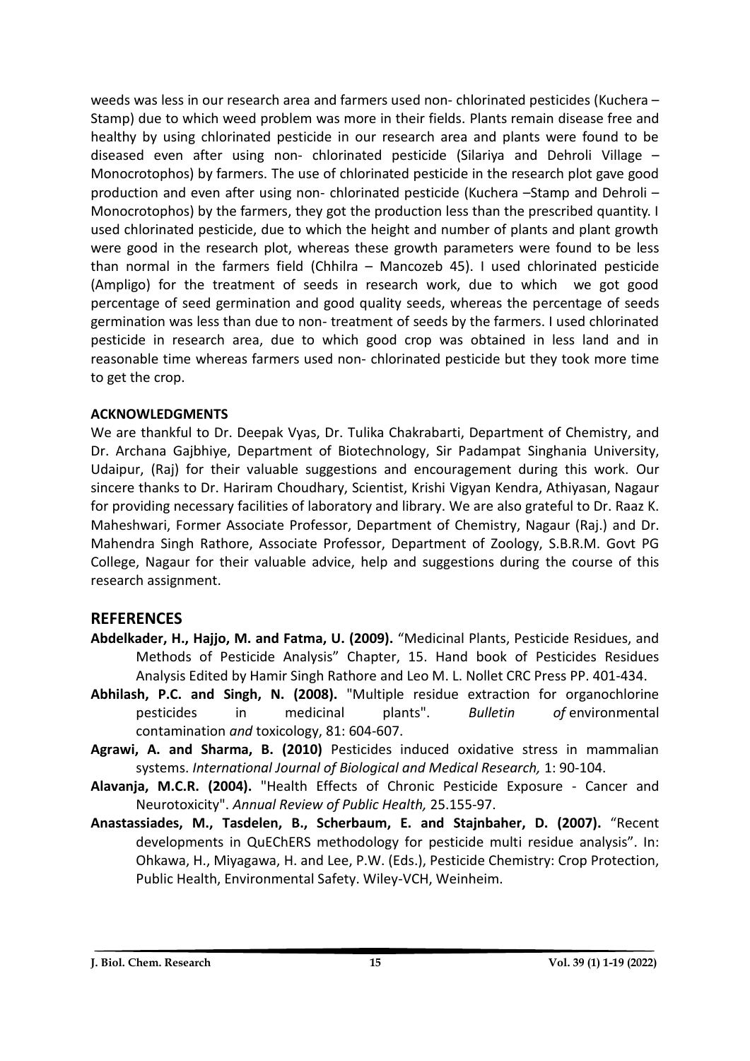weeds was less in our research area and farmers used non- chlorinated pesticides (Kuchera – Stamp) due to which weed problem was more in their fields. Plants remain disease free and healthy by using chlorinated pesticide in our research area and plants were found to be diseased even after using non- chlorinated pesticide (Silariya and Dehroli Village – Monocrotophos) by farmers. The use of chlorinated pesticide in the research plot gave good production and even after using non- chlorinated pesticide (Kuchera –Stamp and Dehroli – Monocrotophos) by the farmers, they got the production less than the prescribed quantity. I used chlorinated pesticide, due to which the height and number of plants and plant growth were good in the research plot, whereas these growth parameters were found to be less than normal in the farmers field (Chhilra – Mancozeb 45). I used chlorinated pesticide (Ampligo) for the treatment of seeds in research work, due to which we got good percentage of seed germination and good quality seeds, whereas the percentage of seeds germination was less than due to non- treatment of seeds by the farmers. I used chlorinated pesticide in research area, due to which good crop was obtained in less land and in reasonable time whereas farmers used non- chlorinated pesticide but they took more time to get the crop.

**ACKNOWLEDGMENTS**

We are thankful to Dr. Deepak Vyas, Dr. Tulika Chakrabarti, Department of Chemistry, and Dr. Archana Gajbhiye, Department of Biotechnology, Sir Padampat Singhania University, Udaipur, (Raj) for their valuable suggestions and encouragement during this work. Our sincere thanks to Dr. Hariram Choudhary, Scientist, Krishi Vigyan Kendra, Athiyasan, Nagaur for providing necessary facilities of laboratory and library. We are also grateful to Dr. Raaz K. Maheshwari, Former Associate Professor, Department of Chemistry, Nagaur (Raj.) and Dr. Mahendra Singh Rathore, Associate Professor, Department of Zoology, S.B.R.M. Govt PG College, Nagaur for their valuable advice, help and suggestions during the course of this research assignment.

## REFERENCES

**Abdelkader, H., Hajjo, M. and Fatma, U. (2009).** "Medicinal Plants, Pesticide Residues, and Methods of Pesticide Analysis" Chapter, 15. Hand book of Pesticides Residues Analysis Edited by Hamir Singh Rathore and Leo M. L. Nollet CRC Press PP. 401-434.

**Abhilash, P.C. and Singh, N. (2008).** "Multiple residue extraction for organochlorine pesticides in medicinal plants". *Bulletin of* environmental contamination *and* toxicology, 81: 604-607.

**Agrawi, A. and Sharma, B. (2010)** Pesticides induced oxidative stress in mammalian systems. *International Journal of Biological and Medical Research,* 1: 90-104.

**Alavanja, M.C.R. (2004).** "Health Effects of Chronic Pesticide Exposure - Cancer and Neurotoxicity". *Annual Review of Public Health,* 25.155-97.

**Anastassiades, M., Tasdelen, B., Scherbaum, E. and Stajnbaher, D. (2007).** "Recent developments in QuEChERS methodology for pesticide multi residue analysis". In: Ohkawa, H., Miyagawa, H. and Lee, P.W. (Eds.), Pesticide Chemistry: Crop Protection, Public Health, Environmental Safety. Wiley-VCH, Weinheim.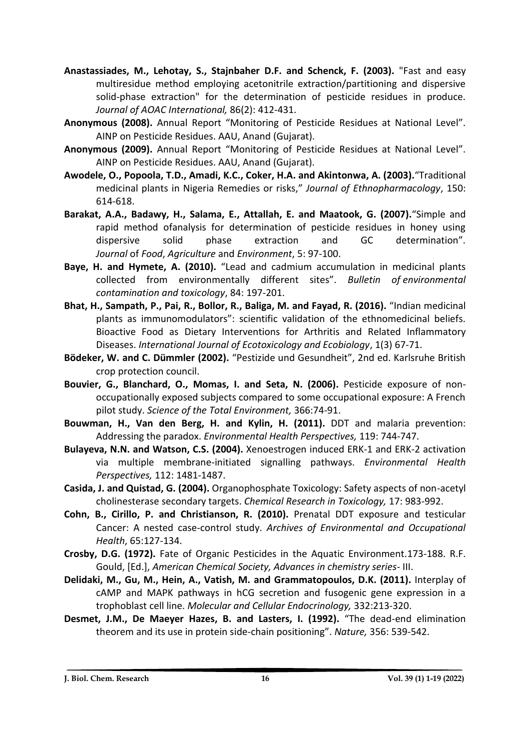**Anastassiades, M., Lehotay, S., Stajnbaher D.F. and Schenck, F. (2003).** "Fast and easy multiresidue method employing acetonitrile extraction/partitioning and dispersive solid-phase extraction" for the determination of pesticide residues in produce. *Journal of AOAC International,* 86(2): 412-431.

**Anonymous (2008).** Annual Report "Monitoring of Pesticide Residues at National Level". AINP on Pesticide Residues. AAU, Anand (Gujarat).

**Anonymous (2009).** Annual Report "Monitoring of Pesticide Residues at National Level". AINP on Pesticide Residues. AAU, Anand (Gujarat).

**Awodele, O., Popoola, T.D., Amadi, K.C., Coker, H.A. and Akintonwa, A. (2003).**"Traditional medicinal plants in Nigeria Remedies or risks," *Journal of Ethnopharmacology*, 150: 614-618.

**Barakat, A.A., Badawy, H., Salama, E., Attallah, E. and Maatook, G. (2007).**"Simple and rapid method ofanalysis for determination of pesticide residues in honey using dispersive solid phase extraction and GC determination". *Journal* of *Food*, *Agriculture* and *Environment*, 5: 97-100.

**Baye, H. and Hymete, A. (2010).** "Lead and cadmium accumulation in medicinal plants collected from environmentally different sites". *Bulletin of environmental contamination and toxicology*, 84: 197-201.

**Bhat, H., Sampath, P., Pai, R., Bollor, R., Baliga, M. and Fayad, R. (2016).** "Indian medicinal plants as immunomodulators": scientific validation of the ethnomedicinal beliefs. Bioactive Food as Dietary Interventions for Arthritis and Related Inflammatory Diseases. *International Journal of Ecotoxicology and Ecobiology*, 1(3) 67-71.

**Bödeker, W. and C. Dümmler (2002).** "Pestizide und Gesundheit", 2nd ed. Karlsruhe British crop protection council.

**Bouvier, G., Blanchard, O., Momas, I. and Seta, N. (2006).** Pesticide exposure of non-occupationally exposed subjects compared to some occupational exposure: A French pilot study. *Science of the Total Environment,* 366:74-91.

**Bouwman, H., Van den Berg, H. and Kylin, H. (2011).** DDT and malaria prevention: Addressing the paradox. *Environmental Health Perspectives,* 119: 744-747.

**Bulayeva, N.N. and Watson, C.S. (2004).** Xenoestrogen induced ERK-1 and ERK-2 activation via multiple membrane-initiated signalling pathways. *Environmental Health Perspectives,* 112: 1481-1487.

**Casida, J. and Quistad, G. (2004).** Organophosphate Toxicology: Safety aspects of non-acetyl cholinesterase secondary targets. *Chemical Research in Toxicology,* 17: 983-992.

**Cohn, B., Cirillo, P. and Christianson, R. (2010).** Prenatal DDT exposure and testicular Cancer: A nested case-control study. *Archives of Environmental and Occupational Health*, 65:127-134.

**Crosby, D.G. (1972).** Fate of Organic Pesticides in the Aquatic Environment.173-188. R.F. Gould, [Ed.], *American Chemical Society, Advances in chemistry series*- III.

**Delidaki, M., Gu, M., Hein, A., Vatish, M. and Grammatopoulos, D.K. (2011).** Interplay of cAMP and MAPK pathways in hCG secretion and fusogenic gene expression in a trophoblast cell line. *Molecular and Cellular Endocrinology,* 332:213-320.

**Desmet, J.M., De Maeyer Hazes, B. and Lasters, I. (1992).** "The dead-end elimination theorem and its use in protein side-chain positioning". *Nature,* 356: 539-542.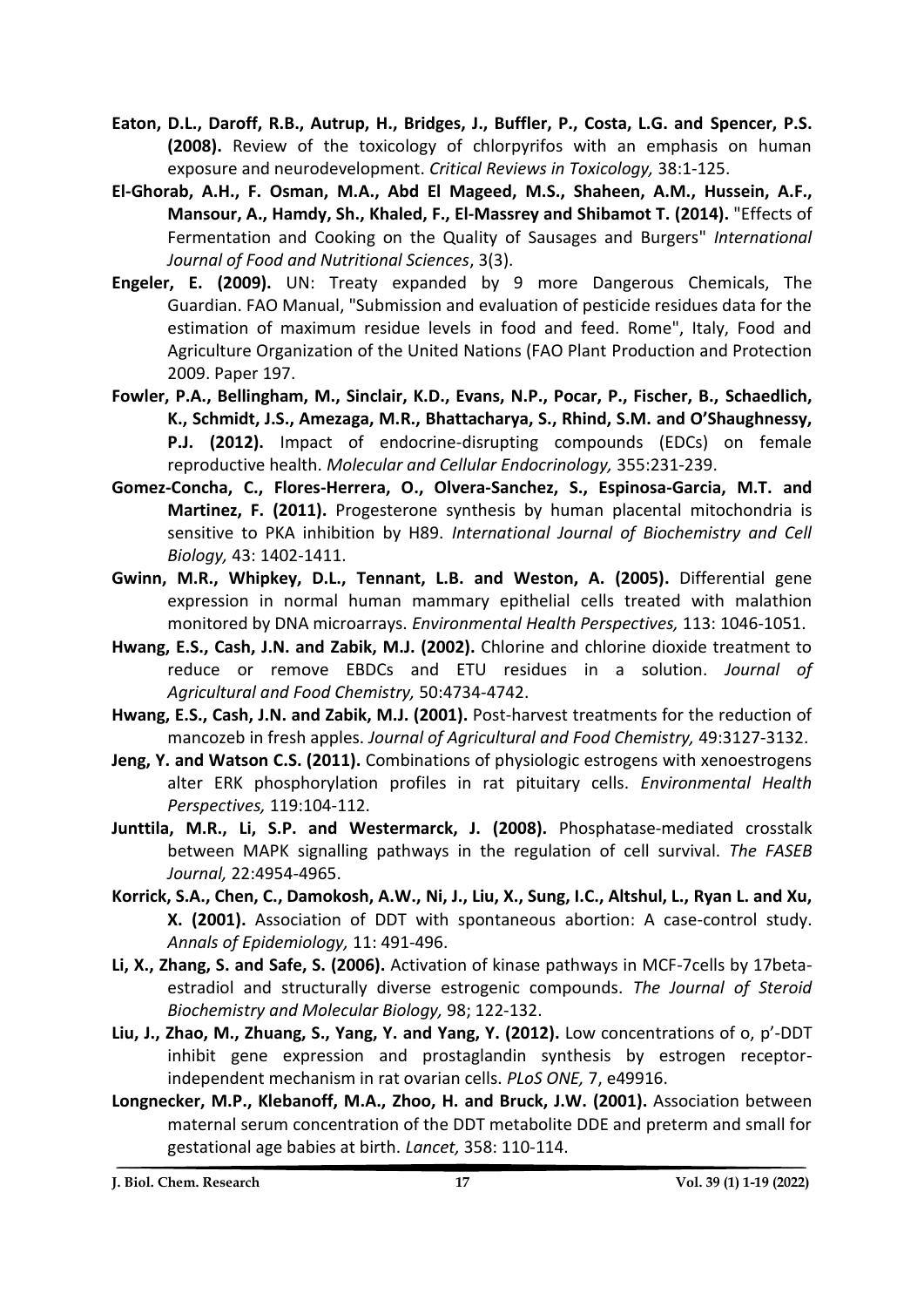**Eaton, D.L., Daroff, R.B., Autrup, H., Bridges, J., Buffler, P., Costa, L.G. and Spencer, P.S. (2008).** Review of the toxicology of chlorpyrifos with an emphasis on human exposure and neurodevelopment. *Critical Reviews in Toxicology,* 38:1-125.

**El-Ghorab, A.H., F. Osman, M.A., Abd El Mageed, M.S., Shaheen, A.M., Hussein, A.F., Mansour, A., Hamdy, Sh., Khaled, F., El-Massrey and Shibamot T. (2014).** "Effects of Fermentation and Cooking on the Quality of Sausages and Burgers" *International Journal of Food and Nutritional Sciences*, 3(3).

**Engeler, E. (2009).** UN: Treaty expanded by 9 more Dangerous Chemicals, The Guardian. FAO Manual, "Submission and evaluation of pesticide residues data for the estimation of maximum residue levels in food and feed. Rome", Italy, Food and Agriculture Organization of the United Nations (FAO Plant Production and Protection 2009. Paper 197.

**Fowler, P.A., Bellingham, M., Sinclair, K.D., Evans, N.P., Pocar, P., Fischer, B., Schaedlich, K., Schmidt, J.S., Amezaga, M.R., Bhattacharya, S., Rhind, S.M. and O'Shaughnessy, P.J. (2012).** Impact of endocrine-disrupting compounds (EDCs) on female reproductive health. *Molecular and Cellular Endocrinology,* 355:231-239.

**Gomez-Concha, C., Flores-Herrera, O., Olvera-Sanchez, S., Espinosa-Garcia, M.T. and Martinez, F. (2011).** Progesterone synthesis by human placental mitochondria is sensitive to PKA inhibition by H89. *International Journal of Biochemistry and Cell Biology,* 43: 1402-1411.

**Gwinn, M.R., Whipkey, D.L., Tennant, L.B. and Weston, A. (2005).** Differential gene expression in normal human mammary epithelial cells treated with malathion monitored by DNA microarrays. *Environmental Health Perspectives,* 113: 1046-1051.

**Hwang, E.S., Cash, J.N. and Zabik, M.J. (2002).** Chlorine and chlorine dioxide treatment to reduce or remove EBDCs and ETU residues in a solution. *Journal of Agricultural and Food Chemistry,* 50:4734-4742.

**Hwang, E.S., Cash, J.N. and Zabik, M.J. (2001).** Post-harvest treatments for the reduction of mancozeb in fresh apples. *Journal of Agricultural and Food Chemistry,* 49:3127-3132.

**Jeng, Y. and Watson C.S. (2011).** Combinations of physiologic estrogens with xenoestrogens alter ERK phosphorylation profiles in rat pituitary cells. *Environmental Health Perspectives,* 119:104-112.

**Junttila, M.R., Li, S.P. and Westermarck, J. (2008).** Phosphatase-mediated crosstalk between MAPK signalling pathways in the regulation of cell survival. *The FASEB Journal,* 22:4954-4965.

**Korrick, S.A., Chen, C., Damokosh, A.W., Ni, J., Liu, X., Sung, I.C., Altshul, L., Ryan L. and Xu, X. (2001).** Association of DDT with spontaneous abortion: A case-control study. *Annals of Epidemiology,* 11: 491-496.

**Li, X., Zhang, S. and Safe, S. (2006).** Activation of kinase pathways in MCF-7cells by 17beta-estradiol and structurally diverse estrogenic compounds. *The Journal of Steroid Biochemistry and Molecular Biology,* 98; 122-132.

**Liu, J., Zhao, M., Zhuang, S., Yang, Y. and Yang, Y. (2012).** Low concentrations of o, p'-DDT inhibit gene expression and prostaglandin synthesis by estrogen receptor-independent mechanism in rat ovarian cells. *PLoS ONE,* 7, e49916.

**Longnecker, M.P., Klebanoff, M.A., Zhoo, H. and Bruck, J.W. (2001).** Association between maternal serum concentration of the DDT metabolite DDE and preterm and small for gestational age babies at birth. *Lancet,* 358: 110-114.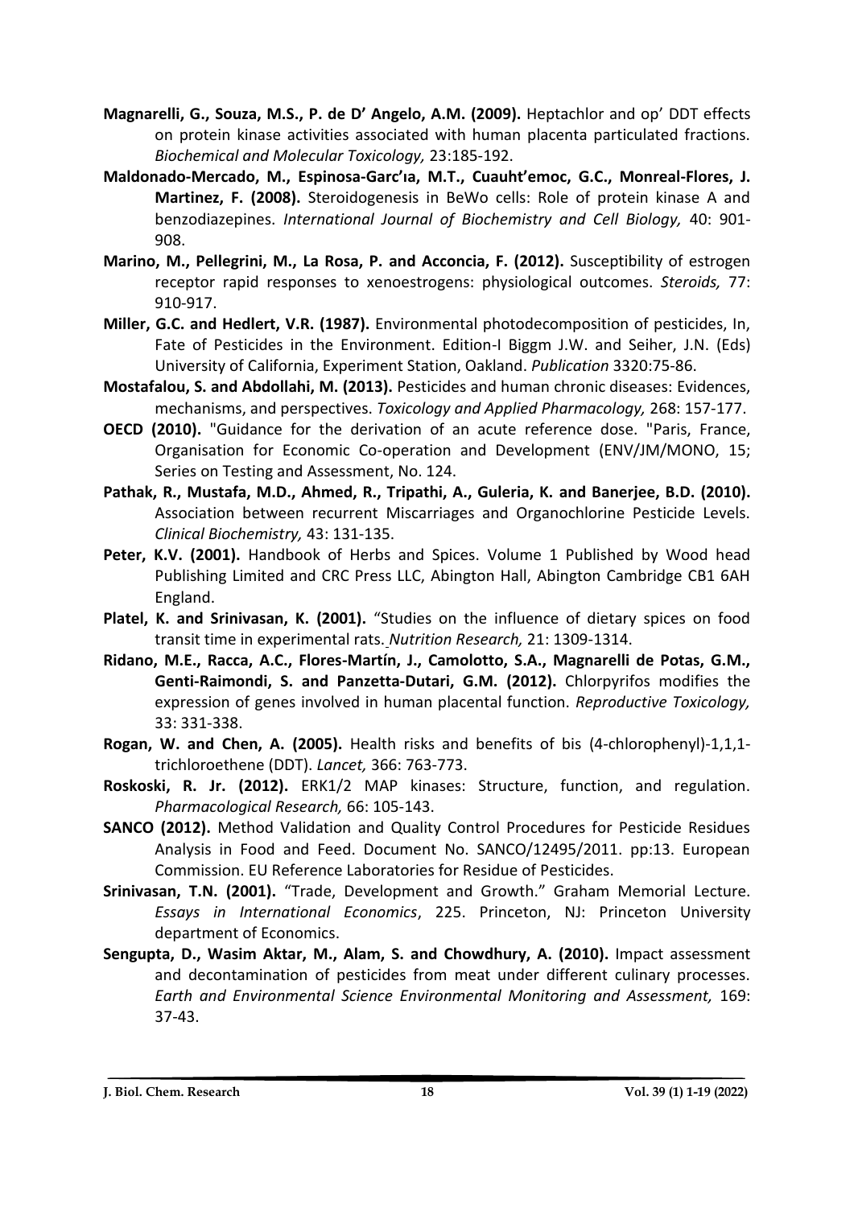**Magnarelli, G., Souza, M.S., P. de D' Angelo, A.M. (2009).** Heptachlor and op' DDT effects on protein kinase activities associated with human placenta particulated fractions. *Biochemical and Molecular Toxicology,* 23:185-192.

**Maldonado-Mercado, M., Espinosa-Garc'ıa, M.T., Cuauht'emoc, G.C., Monreal-Flores, J. Martinez, F. (2008).** Steroidogenesis in BeWo cells: Role of protein kinase A and benzodiazepines. *International Journal of Biochemistry and Cell Biology,* 40: 901-908.

**Marino, M., Pellegrini, M., La Rosa, P. and Acconcia, F. (2012).** Susceptibility of estrogen receptor rapid responses to xenoestrogens: physiological outcomes. *Steroids,* 77: 910-917.

**Miller, G.C. and Hedlert, V.R. (1987).** Environmental photodecomposition of pesticides, In, Fate of Pesticides in the Environment. Edition-I Biggm J.W. and Seiher, J.N. (Eds) University of California, Experiment Station, Oakland. *Publication* 3320:75-86.

**Mostafalou, S. and Abdollahi, M. (2013).** Pesticides and human chronic diseases: Evidences, mechanisms, and perspectives. *Toxicology and Applied Pharmacology,* 268: 157-177.

**OECD (2010).** "Guidance for the derivation of an acute reference dose. "Paris, France, Organisation for Economic Co-operation and Development (ENV/JM/MONO, 15; Series on Testing and Assessment, No. 124.

**Pathak, R., Mustafa, M.D., Ahmed, R., Tripathi, A., Guleria, K. and Banerjee, B.D. (2010).** Association between recurrent Miscarriages and Organochlorine Pesticide Levels. *Clinical Biochemistry,* 43: 131-135.

**Peter, K.V. (2001).** Handbook of Herbs and Spices. Volume 1 Published by Wood head Publishing Limited and CRC Press LLC, Abington Hall, Abington Cambridge CB1 6AH England.

**Platel, K. and Srinivasan, K. (2001).** "Studies on the influence of dietary spices on food transit time in experimental rats. *Nutrition Research,* 21: 1309-1314.

**Ridano, M.E., Racca, A.C., Flores-Martín, J., Camolotto, S.A., Magnarelli de Potas, G.M., Genti-Raimondi, S. and Panzetta-Dutari, G.M. (2012).** Chlorpyrifos modifies the expression of genes involved in human placental function. *Reproductive Toxicology,* 33: 331-338.

**Rogan, W. and Chen, A. (2005).** Health risks and benefits of bis (4-chlorophenyl)-1,1,1-trichloroethene (DDT). *Lancet,* 366: 763-773.

**Roskoski, R. Jr. (2012).** ERK1/2 MAP kinases: Structure, function, and regulation. *Pharmacological Research,* 66: 105-143.

**SANCO (2012).** Method Validation and Quality Control Procedures for Pesticide Residues Analysis in Food and Feed. Document No. SANCO/12495/2011. pp:13. European Commission. EU Reference Laboratories for Residue of Pesticides.

**Srinivasan, T.N. (2001).** "Trade, Development and Growth." Graham Memorial Lecture. *Essays in International Economics*, 225. Princeton, NJ: Princeton University department of Economics.

**Sengupta, D., Wasim Aktar, M., Alam, S. and Chowdhury, A. (2010).** Impact assessment and decontamination of pesticides from meat under different culinary processes. *Earth and Environmental Science Environmental Monitoring and Assessment,* 169: 37-43.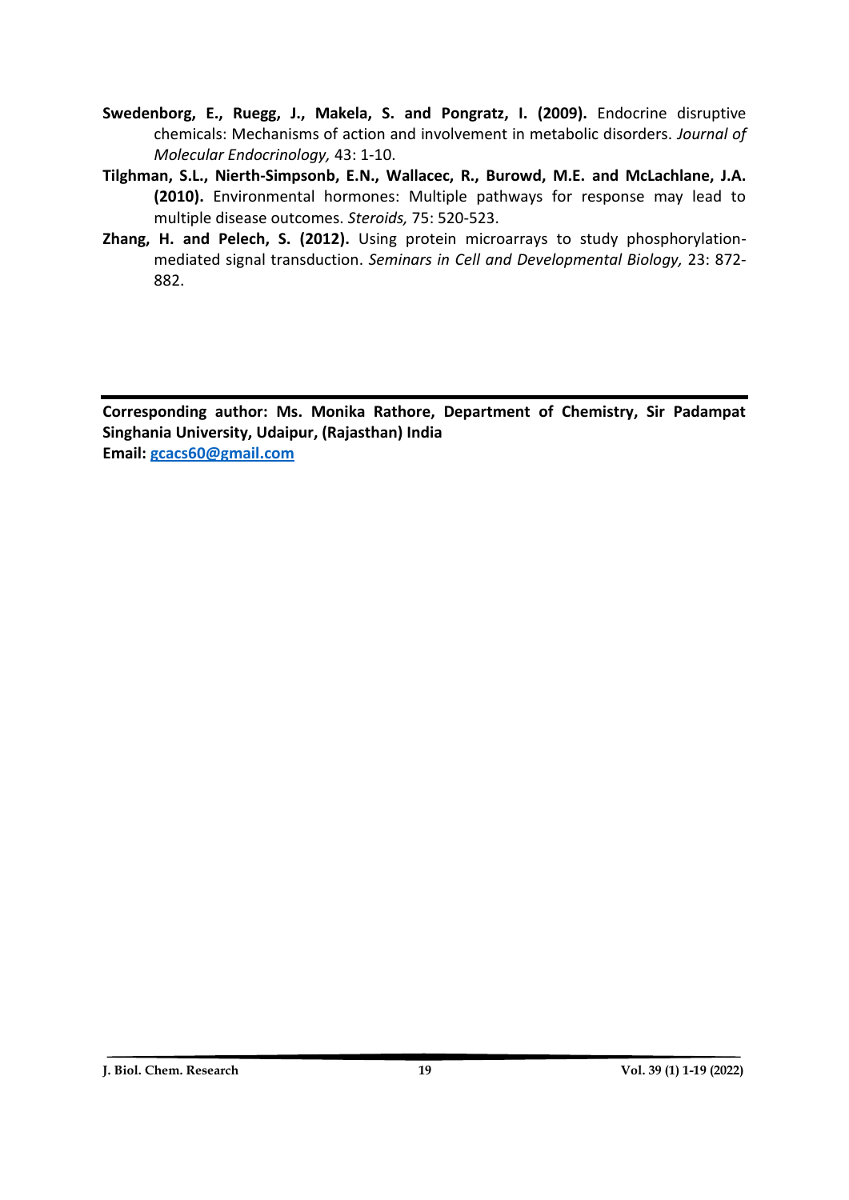**Swedenborg, E., Ruegg, J., Makela, S. and Pongratz, I. (2009).** Endocrine disruptive chemicals: Mechanisms of action and involvement in metabolic disorders. *Journal of Molecular Endocrinology,* 43: 1-10.

**Tilghman, S.L., Nierth-Simpsonb, E.N., Wallacec, R., Burowd, M.E. and McLachlane, J.A. (2010).** Environmental hormones: Multiple pathways for response may lead to multiple disease outcomes. *Steroids,* 75: 520-523.

**Zhang, H. and Pelech, S. (2012).** Using protein microarrays to study phosphorylation-mediated signal transduction. *Seminars in Cell and Developmental Biology,* 23: 872-882.

---

**Corresponding author: Ms. Monika Rathore, Department of Chemistry, Sir Padampat Singhania University, Udaipur, (Rajasthan) India**
**Email: gcacs60@gmail.com**